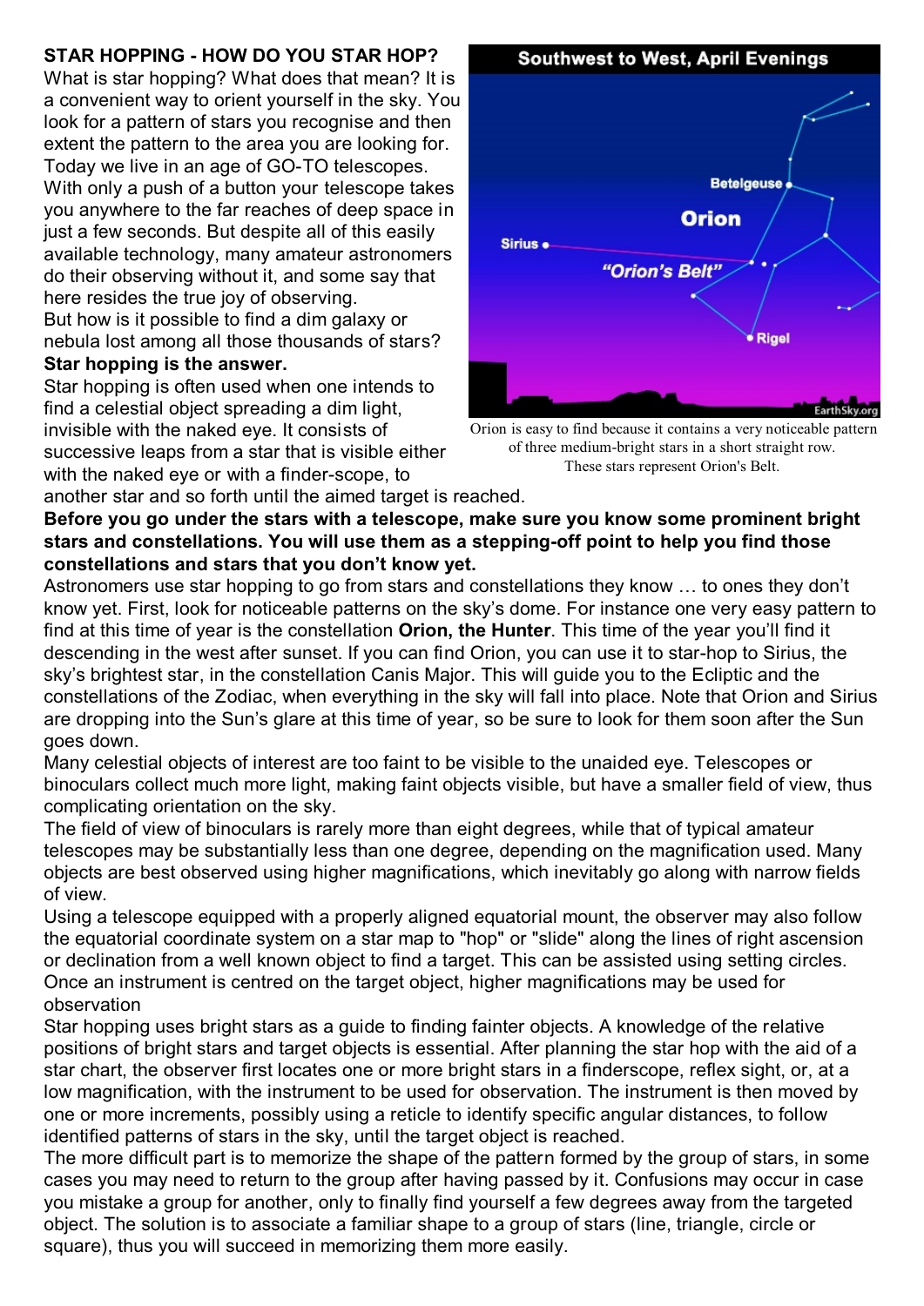**STAR HOPPING - HOW DO YOU STAR HOP?**

What is star hopping? What does that mean? It is a convenient way to orient yourself in the sky. You look for a pattern of stars you recognise and then extent the pattern to the area you are looking for. Today we live in an age of GO-TO telescopes. With only a push of a button your telescope takes you anywhere to the far reaches of deep space in just a few seconds. But despite all of this easily available technology, many amateur astronomers do their observing without it, and some say that here resides the true joy of observing.

But how is it possible to find a dim galaxy or nebula lost among all those thousands of stars?

**Star hopping is the answer.**

Star hopping is often used when one intends to find a celestial object spreading a dim light, invisible with the naked eye. It consists of successive leaps from a star that is visible either with the naked eye or with a finder-scope, to another star and so forth until the aimed target is reached.

Orion is easy to find because it contains a very noticeable pattern of three medium-bright stars in a short straight row. These stars represent Orion's Belt.

**Before you go under the stars with a telescope, make sure you know some prominent bright stars and constellations. You will use them as a stepping-off point to help you find those constellations and stars that you don't know yet.**

Astronomers use star hopping to go from stars and constellations they know … to ones they don't know yet. First, look for noticeable patterns on the sky's dome. For instance one very easy pattern to find at this time of year is the constellation **Orion, the Hunter**. This time of the year you'll find it descending in the west after sunset. If you can find Orion, you can use it to star-hop to Sirius, the sky's brightest star, in the constellation Canis Major. This will guide you to the Ecliptic and the constellations of the Zodiac, when everything in the sky will fall into place. Note that Orion and Sirius are dropping into the Sun's glare at this time of year, so be sure to look for them soon after the Sun goes down.

Many celestial objects of interest are too faint to be visible to the unaided eye. Telescopes or binoculars collect much more light, making faint objects visible, but have a smaller field of view, thus complicating orientation on the sky.

The field of view of binoculars is rarely more than eight degrees, while that of typical amateur telescopes may be substantially less than one degree, depending on the magnification used. Many objects are best observed using higher magnifications, which inevitably go along with narrow fields of view.

Using a telescope equipped with a properly aligned equatorial mount, the observer may also follow the equatorial coordinate system on a star map to "hop" or "slide" along the lines of right ascension or declination from a well known object to find a target. This can be assisted using setting circles. Once an instrument is centred on the target object, higher magnifications may be used for observation

Star hopping uses bright stars as a guide to finding fainter objects. A knowledge of the relative positions of bright stars and target objects is essential. After planning the star hop with the aid of a star chart, the observer first locates one or more bright stars in a finderscope, reflex sight, or, at a low magnification, with the instrument to be used for observation. The instrument is then moved by one or more increments, possibly using a reticle to identify specific angular distances, to follow identified patterns of stars in the sky, until the target object is reached.

The more difficult part is to memorize the shape of the pattern formed by the group of stars, in some cases you may need to return to the group after having passed by it. Confusions may occur in case you mistake a group for another, only to finally find yourself a few degrees away from the targeted object. The solution is to associate a familiar shape to a group of stars (line, triangle, circle or square), thus you will succeed in memorizing them more easily.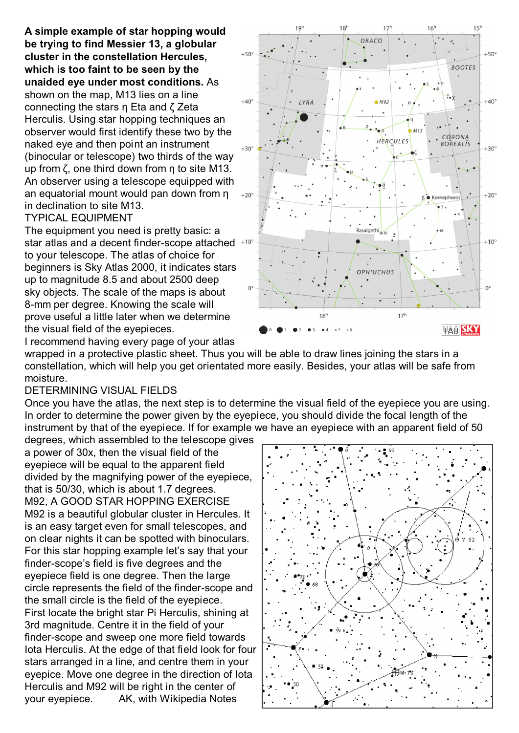**A simple example of star hopping would be trying to find Messier 13, a globular cluster in the constellation Hercules, which is too faint to be seen by the unaided eye under most conditions.** As shown on the map, M13 lies on a line connecting the stars η Eta and ζ Zeta Herculis. Using star hopping techniques an observer would first identify these two by the naked eye and then point an instrument (binocular or telescope) two thirds of the way up from ζ, one third down from η to site M13. An observer using a telescope equipped with an equatorial mount would pan down from η in declination to site M13.

TYPICAL EQUIPMENT

The equipment you need is pretty basic: a star atlas and a decent finder-scope attached to your telescope. The atlas of choice for beginners is Sky Atlas 2000, it indicates stars up to magnitude 8.5 and about 2500 deep sky objects. The scale of the maps is about 8-mm per degree. Knowing the scale will prove useful a little later when we determine the visual field of the eyepieces.

I recommend having every page of your atlas wrapped in a protective plastic sheet. Thus you will be able to draw lines joining the stars in a constellation, which will help you get orientated more easily. Besides, your atlas will be safe from moisture.

DETERMINING VISUAL FIELDS

Once you have the atlas, the next step is to determine the visual field of the eyepiece you are using. In order to determine the power given by the eyepiece, you should divide the focal length of the instrument by that of the eyepiece. If for example we have an eyepiece with an apparent field of 50 degrees, which assembled to the telescope gives a power of 30x, then the visual field of the eyepiece will be equal to the apparent field divided by the magnifying power of the eyepiece, that is 50/30, which is about 1.7 degrees.

M92, A GOOD STAR HOPPING EXERCISE

M92 is a beautiful globular cluster in Hercules. It is an easy target even for small telescopes, and on clear nights it can be spotted with binoculars. For this star hopping example let's say that your finder-scope's field is five degrees and the eyepiece field is one degree. Then the large circle represents the field of the finder-scope and the small circle is the field of the eyepiece.

First locate the bright star Pi Herculis, shining at 3rd magnitude. Centre it in the field of your finder-scope and sweep one more field towards Iota Herculis. At the edge of that field look for four stars arranged in a line, and centre them in your eyepice. Move one degree in the direction of Iota Herculis and M92 will be right in the center of your eyepiece. AK, with Wikipedia Notes